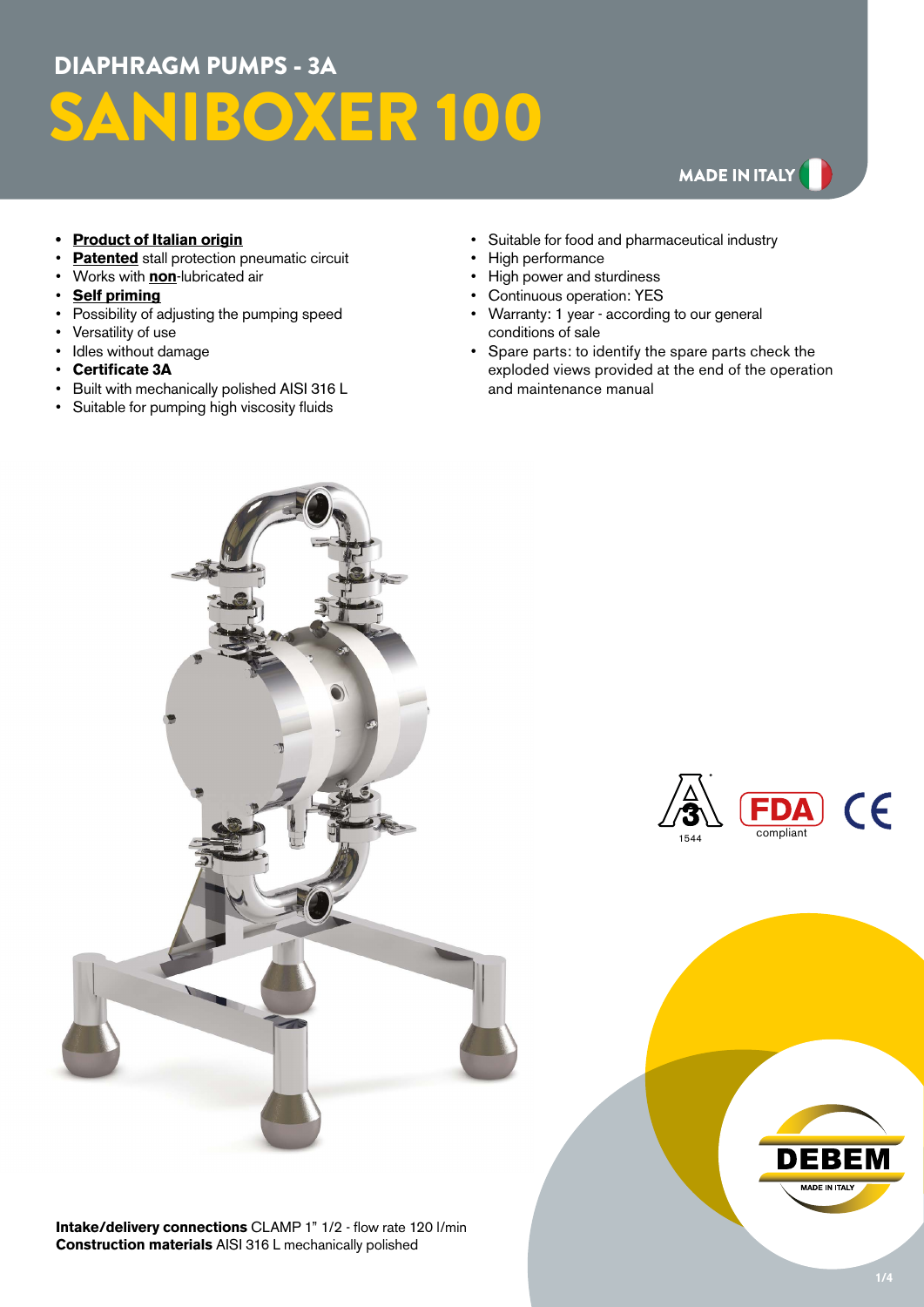## DIAPHRAGM PUMPS - 3A

# SANIBOXER 100

MADE IN ITALY

- **Product of Italian origin**
- **Patented** stall protection pneumatic circuit
- Works with **non**-lubricated air
- **Self priming**
- Possibility of adjusting the pumping speed
- Versatility of use
- Idles without damage
- **Certificate 3A**
- Built with mechanically polished AISI 316 L
- Suitable for pumping high viscosity fluids
- Suitable for food and pharmaceutical industry
- High performance
- High power and sturdiness
- Continuous operation: YES
- Warranty: 1 year - according to our general conditions of sale
- Spare parts: to identify the spare parts check the exploded views provided at the end of the operation and maintenance manual

1544

FDA compliant

CE

**Intake/delivery connections** CLAMP 1" 1/2 - flow rate 120 l/min
**Construction materials** AISI 316 L mechanically polished

DEBEM MADE IN ITALY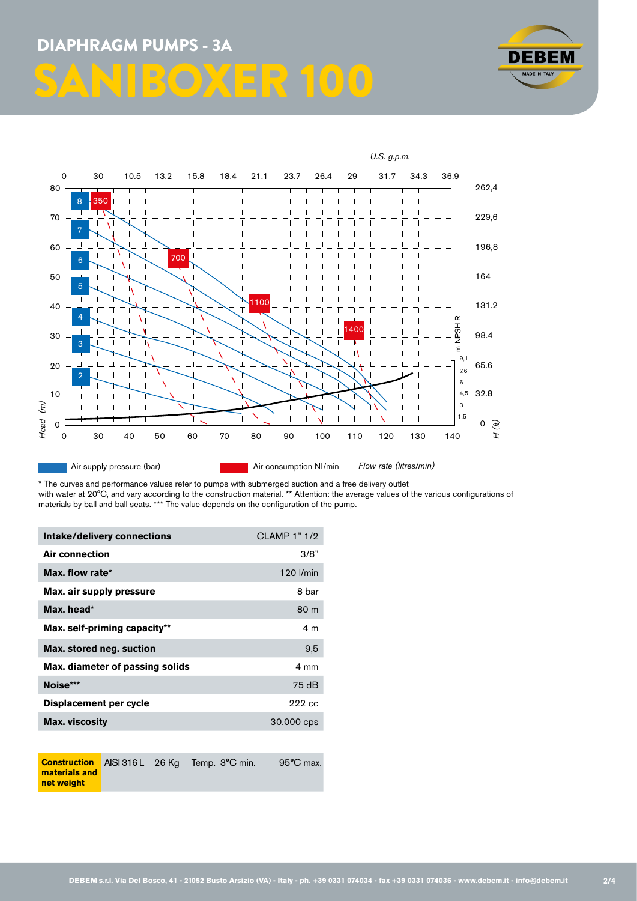# DIAPHRAGM PUMPS - 3A

# SANIBOXER 100

Air supply pressure (bar) — Air consumption Nl/min — *Flow rate (litres/min)*

\* The curves and performance values refer to pumps with submerged suction and a free delivery outlet with water at 20°C, and vary according to the construction material. ** Attention: the average values of the various configurations of materials by ball and ball seats. *** The value depends on the configuration of the pump.

| Intake/delivery connections | CLAMP 1" 1/2 |
|---|---|
| **Air connection** | 3/8" |
| **Max. flow rate*** | 120 l/min |
| **Max. air supply pressure** | 8 bar |
| **Max. head*** | 80 m |
| **Max. self-priming capacity**** | 4 m |
| **Max. stored neg. suction** | 9,5 |
| **Max. diameter of passing solids** | 4 mm |
| **Noise***** | 75 dB |
| **Displacement per cycle** | 222 cc |
| **Max. viscosity** | 30.000 cps |

| Construction materials and net weight | AISI 316 L | 26 Kg | Temp. 3°C min. | 95°C max. |
|---|---|---|---|---|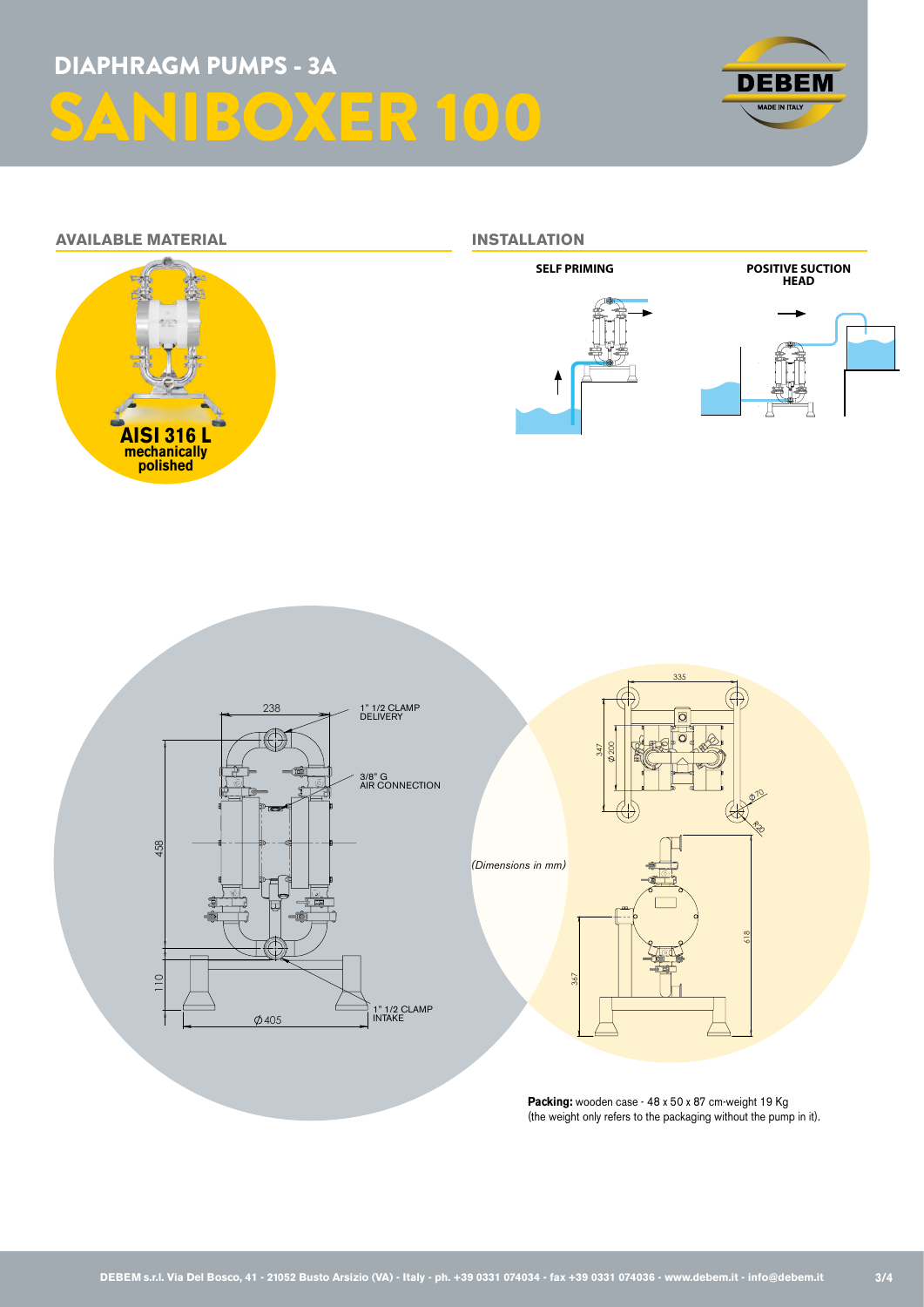# DIAPHRAGM PUMPS - 3A

# SANIBOXER 100

## AVAILABLE MATERIAL

**AISI 316 L mechanically polished**

## INSTALLATION

**SELF PRIMING**

**POSITIVE SUCTION HEAD**

238

1" 1/2 CLAMP DELIVERY

3/8" G AIR CONNECTION

458

110

$\phi$ 405

1" 1/2 CLAMP INTAKE

*(Dimensions in mm)*

335

347

$\phi$ 200

$\phi$ 70

R20

618

367

**Packing:** wooden case - 48 x 50 x 87 cm-weight 19 Kg (the weight only refers to the packaging without the pump in it).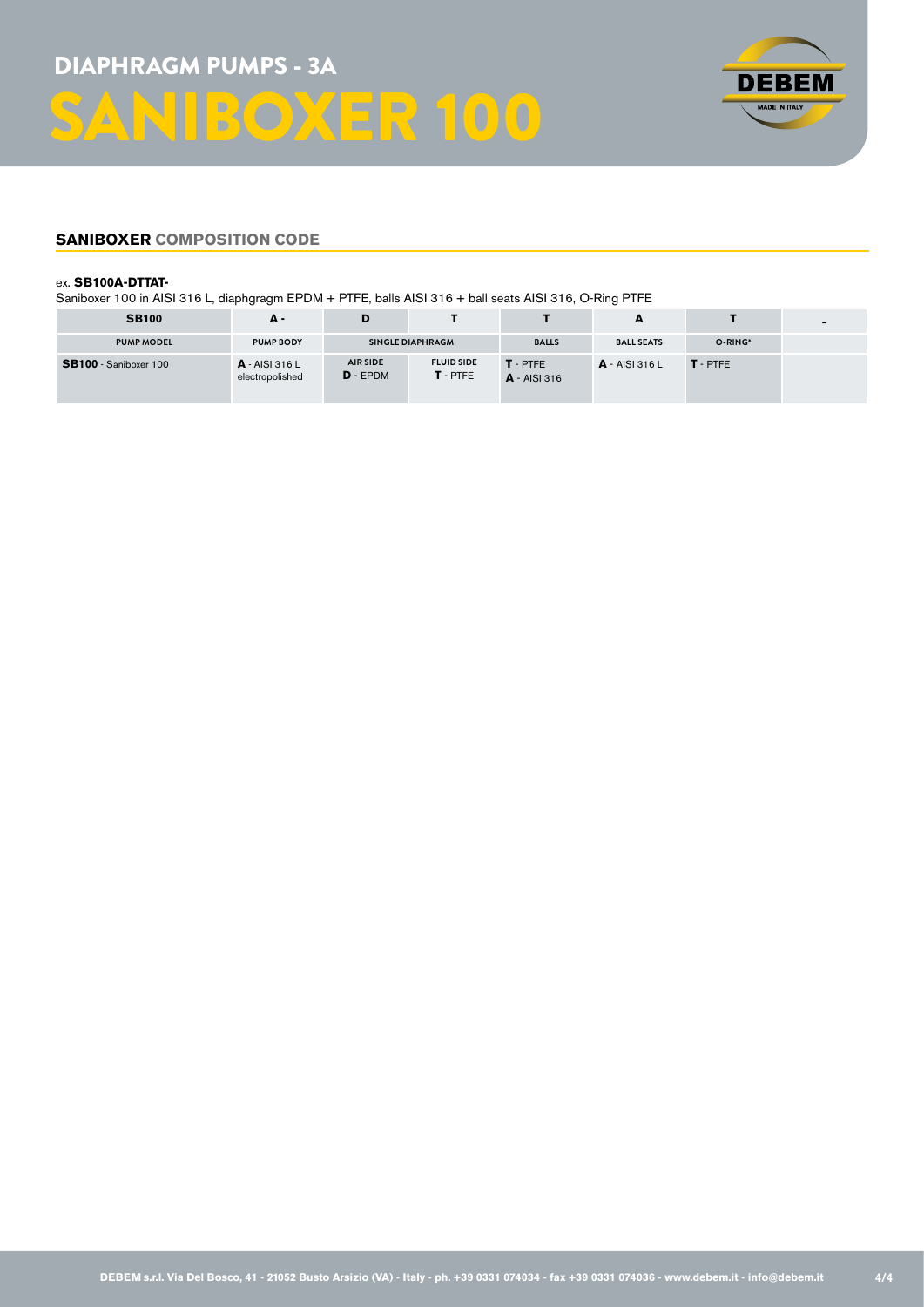# DIAPHRAGM PUMPS - 3A
# SANIBOXER 100

DEBEM
MADE IN ITALY

## SANIBOXER COMPOSITION CODE

ex. **SB100A-DTTAT-**
Saniboxer 100 in AISI 316 L, diaphgragm EPDM + PTFE, balls AISI 316 + ball seats AISI 316, O-Ring PTFE

| SB100 | A - | D | T | T | A | T | - |
|---|---|---|---|---|---|---|---|
| PUMP MODEL | PUMP BODY | SINGLE DIAPHRAGM | | BALLS | BALL SEATS | O-RING* | |
| **SB100** - Saniboxer 100 | **A** - AISI 316 L electropolished | AIR SIDE **D** - EPDM | FLUID SIDE **T** - PTFE | **T** - PTFE **A** - AISI 316 | **A** - AISI 316 L | **T** - PTFE | |

DEBEM s.r.l. Via Del Bosco, 41 - 21052 Busto Arsizio (VA) - Italy - ph. +39 0331 074034 - fax +39 0331 074036 - www.debem.it - info@debem.it